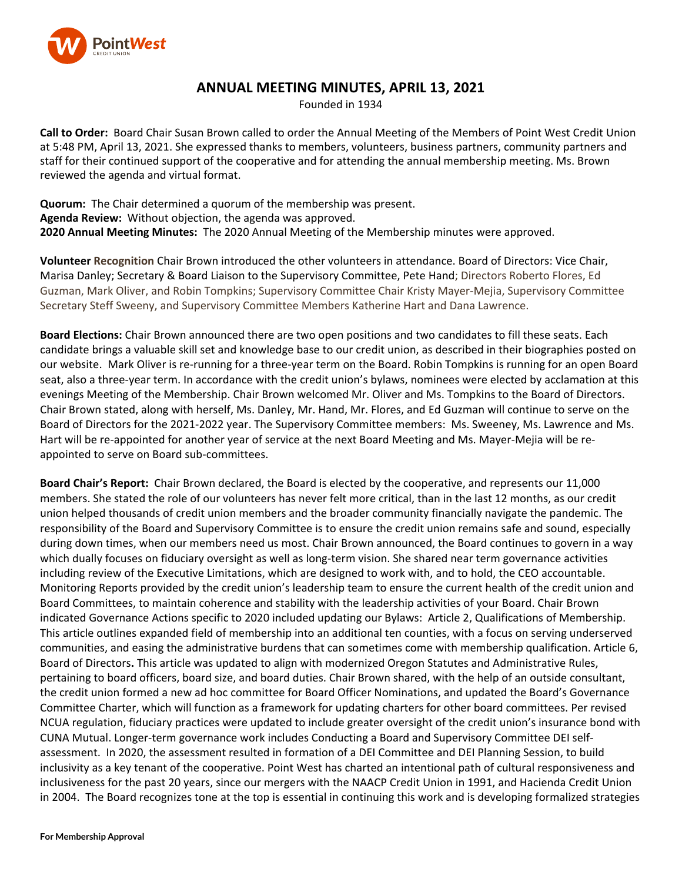# ANNUAL MEETING MINUTES, APRIL 13, 2021

Founded in 1934

**Call to Order:** Board Chair Susan Brown called to order the Annual Meeting of the Members of Point West Credit Union at 5:48 PM, April 13, 2021. She expressed thanks to members, volunteers, business partners, community partners and staff for their continued support of the cooperative and for attending the annual membership meeting. Ms. Brown reviewed the agenda and virtual format.

**Quorum:** The Chair determined a quorum of the membership was present.
**Agenda Review:** Without objection, the agenda was approved.
**2020 Annual Meeting Minutes:** The 2020 Annual Meeting of the Membership minutes were approved.

**Volunteer Recognition** Chair Brown introduced the other volunteers in attendance. Board of Directors: Vice Chair, Marisa Danley; Secretary & Board Liaison to the Supervisory Committee, Pete Hand; Directors Roberto Flores, Ed Guzman, Mark Oliver, and Robin Tompkins; Supervisory Committee Chair Kristy Mayer-Mejia, Supervisory Committee Secretary Steff Sweeny, and Supervisory Committee Members Katherine Hart and Dana Lawrence.

**Board Elections:** Chair Brown announced there are two open positions and two candidates to fill these seats. Each candidate brings a valuable skill set and knowledge base to our credit union, as described in their biographies posted on our website. Mark Oliver is re-running for a three-year term on the Board. Robin Tompkins is running for an open Board seat, also a three-year term. In accordance with the credit union's bylaws, nominees were elected by acclamation at this evenings Meeting of the Membership. Chair Brown welcomed Mr. Oliver and Ms. Tompkins to the Board of Directors. Chair Brown stated, along with herself, Ms. Danley, Mr. Hand, Mr. Flores, and Ed Guzman will continue to serve on the Board of Directors for the 2021-2022 year. The Supervisory Committee members: Ms. Sweeney, Ms. Lawrence and Ms. Hart will be re-appointed for another year of service at the next Board Meeting and Ms. Mayer-Mejia will be re-appointed to serve on Board sub-committees.

**Board Chair's Report:** Chair Brown declared, the Board is elected by the cooperative, and represents our 11,000 members. She stated the role of our volunteers has never felt more critical, than in the last 12 months, as our credit union helped thousands of credit union members and the broader community financially navigate the pandemic. The responsibility of the Board and Supervisory Committee is to ensure the credit union remains safe and sound, especially during down times, when our members need us most. Chair Brown announced, the Board continues to govern in a way which dually focuses on fiduciary oversight as well as long-term vision. She shared near term governance activities including review of the Executive Limitations, which are designed to work with, and to hold, the CEO accountable. Monitoring Reports provided by the credit union's leadership team to ensure the current health of the credit union and Board Committees, to maintain coherence and stability with the leadership activities of your Board. Chair Brown indicated Governance Actions specific to 2020 included updating our Bylaws: Article 2, Qualifications of Membership. This article outlines expanded field of membership into an additional ten counties, with a focus on serving underserved communities, and easing the administrative burdens that can sometimes come with membership qualification. Article 6, Board of Directors**.** This article was updated to align with modernized Oregon Statutes and Administrative Rules, pertaining to board officers, board size, and board duties. Chair Brown shared, with the help of an outside consultant, the credit union formed a new ad hoc committee for Board Officer Nominations, and updated the Board's Governance Committee Charter, which will function as a framework for updating charters for other board committees. Per revised NCUA regulation, fiduciary practices were updated to include greater oversight of the credit union's insurance bond with CUNA Mutual. Longer-term governance work includes Conducting a Board and Supervisory Committee DEI self-assessment. In 2020, the assessment resulted in formation of a DEI Committee and DEI Planning Session, to build inclusivity as a key tenant of the cooperative. Point West has charted an intentional path of cultural responsiveness and inclusiveness for the past 20 years, since our mergers with the NAACP Credit Union in 1991, and Hacienda Credit Union in 2004. The Board recognizes tone at the top is essential in continuing this work and is developing formalized strategies

**For Membership Approval**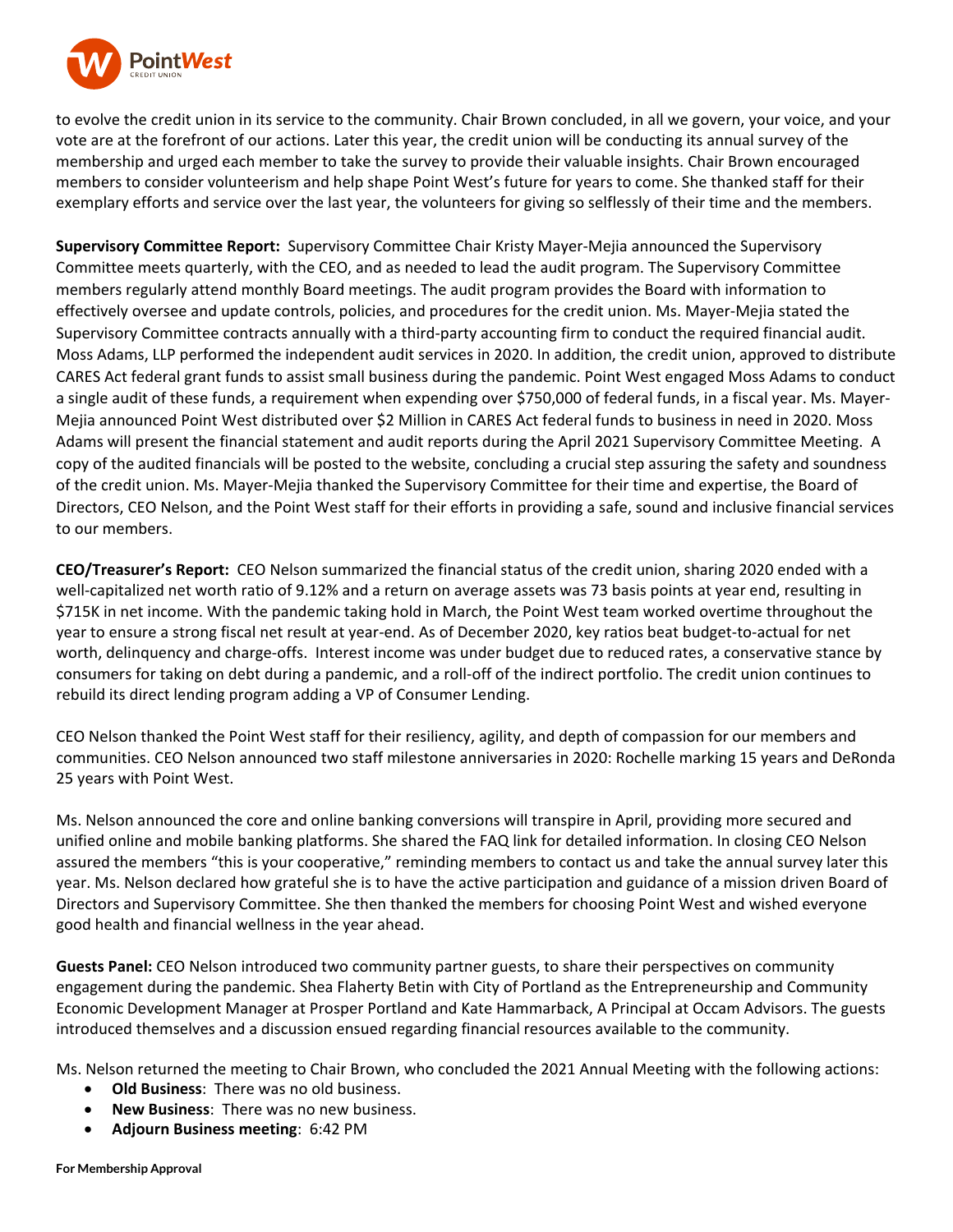to evolve the credit union in its service to the community. Chair Brown concluded, in all we govern, your voice, and your vote are at the forefront of our actions. Later this year, the credit union will be conducting its annual survey of the membership and urged each member to take the survey to provide their valuable insights. Chair Brown encouraged members to consider volunteerism and help shape Point West's future for years to come. She thanked staff for their exemplary efforts and service over the last year, the volunteers for giving so selflessly of their time and the members.

**Supervisory Committee Report:** Supervisory Committee Chair Kristy Mayer-Mejia announced the Supervisory Committee meets quarterly, with the CEO, and as needed to lead the audit program. The Supervisory Committee members regularly attend monthly Board meetings. The audit program provides the Board with information to effectively oversee and update controls, policies, and procedures for the credit union. Ms. Mayer-Mejia stated the Supervisory Committee contracts annually with a third-party accounting firm to conduct the required financial audit. Moss Adams, LLP performed the independent audit services in 2020. In addition, the credit union, approved to distribute CARES Act federal grant funds to assist small business during the pandemic. Point West engaged Moss Adams to conduct a single audit of these funds, a requirement when expending over $750,000 of federal funds, in a fiscal year. Ms. Mayer-Mejia announced Point West distributed over $2 Million in CARES Act federal funds to business in need in 2020. Moss Adams will present the financial statement and audit reports during the April 2021 Supervisory Committee Meeting. A copy of the audited financials will be posted to the website, concluding a crucial step assuring the safety and soundness of the credit union. Ms. Mayer-Mejia thanked the Supervisory Committee for their time and expertise, the Board of Directors, CEO Nelson, and the Point West staff for their efforts in providing a safe, sound and inclusive financial services to our members.

**CEO/Treasurer's Report:** CEO Nelson summarized the financial status of the credit union, sharing 2020 ended with a well-capitalized net worth ratio of 9.12% and a return on average assets was 73 basis points at year end, resulting in $715K in net income. With the pandemic taking hold in March, the Point West team worked overtime throughout the year to ensure a strong fiscal net result at year-end. As of December 2020, key ratios beat budget-to-actual for net worth, delinquency and charge-offs. Interest income was under budget due to reduced rates, a conservative stance by consumers for taking on debt during a pandemic, and a roll-off of the indirect portfolio. The credit union continues to rebuild its direct lending program adding a VP of Consumer Lending.

CEO Nelson thanked the Point West staff for their resiliency, agility, and depth of compassion for our members and communities. CEO Nelson announced two staff milestone anniversaries in 2020: Rochelle marking 15 years and DeRonda 25 years with Point West.

Ms. Nelson announced the core and online banking conversions will transpire in April, providing more secured and unified online and mobile banking platforms. She shared the FAQ link for detailed information. In closing CEO Nelson assured the members "this is your cooperative," reminding members to contact us and take the annual survey later this year. Ms. Nelson declared how grateful she is to have the active participation and guidance of a mission driven Board of Directors and Supervisory Committee. She then thanked the members for choosing Point West and wished everyone good health and financial wellness in the year ahead.

**Guests Panel:** CEO Nelson introduced two community partner guests, to share their perspectives on community engagement during the pandemic. Shea Flaherty Betin with City of Portland as the Entrepreneurship and Community Economic Development Manager at Prosper Portland and Kate Hammarback, A Principal at Occam Advisors. The guests introduced themselves and a discussion ensued regarding financial resources available to the community.

Ms. Nelson returned the meeting to Chair Brown, who concluded the 2021 Annual Meeting with the following actions:

- **Old Business**: There was no old business.
- **New Business**: There was no new business.
- **Adjourn Business meeting**: 6:42 PM

**For Membership Approval**